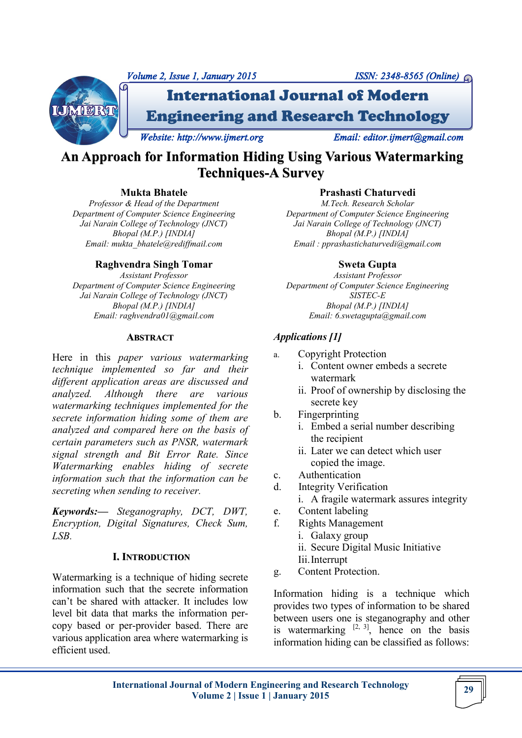# An Approach for Information Hiding Using Various Watermarking Techniques-A Survey

**Mukta Bhatele**
*Professor & Head of the Department*
*Department of Computer Science Engineering*
*Jai Narain College of Technology (JNCT)*
*Bhopal (M.P.) [INDIA]*
*Email: mukta_bhatele@rediffmail.com*

**Prashasti Chaturvedi**
*M.Tech. Research Scholar*
*Department of Computer Science Engineering*
*Jai Narain College of Technology (JNCT)*
*Bhopal (M.P.) [INDIA]*
*Email : pprashastichaturvedi@gmail.com*

**Raghvendra Singh Tomar**
*Assistant Professor*
*Department of Computer Science Engineering*
*Jai Narain College of Technology (JNCT)*
*Bhopal (M.P.) [INDIA]*
*Email: raghvendra01@gmail.com*

**Sweta Gupta**
*Assistant Professor*
*Department of Computer Science Engineering*
*SISTEC-E*
*Bhopal (M.P.) [INDIA]*
*Email: 6.swetagupta@gmail.com*

## ABSTRACT

*Here in this paper various watermarking technique implemented so far and their different application areas are discussed and analyzed. Although there are various watermarking techniques implemented for the secrete information hiding some of them are analyzed and compared here on the basis of certain parameters such as PNSR, watermark signal strength and Bit Error Rate. Since Watermarking enables hiding of secrete information such that the information can be secreting when sending to receiver.*

***Keywords:—*** *Steganography, DCT, DWT, Encryption, Digital Signatures, Check Sum, LSB.*

## I. INTRODUCTION

Watermarking is a technique of hiding secrete information such that the secrete information can't be shared with attacker. It includes low level bit data that marks the information per-copy based or per-provider based. There are various application area where watermarking is efficient used.

### *Applications [1]*

a. Copyright Protection
   i. Content owner embeds a secrete watermark
   ii. Proof of ownership by disclosing the secrete key
b. Fingerprinting
   i. Embed a serial number describing the recipient
   ii. Later we can detect which user copied the image.
c. Authentication
d. Integrity Verification
   i. A fragile watermark assures integrity
e. Content labeling
f. Rights Management
   i. Galaxy group
   ii. Secure Digital Music Initiative
   Iii. Interrupt
g. Content Protection.

Information hiding is a technique which provides two types of information to be shared between users one is steganography and other is watermarking [2, 3], hence on the basis information hiding can be classified as follows: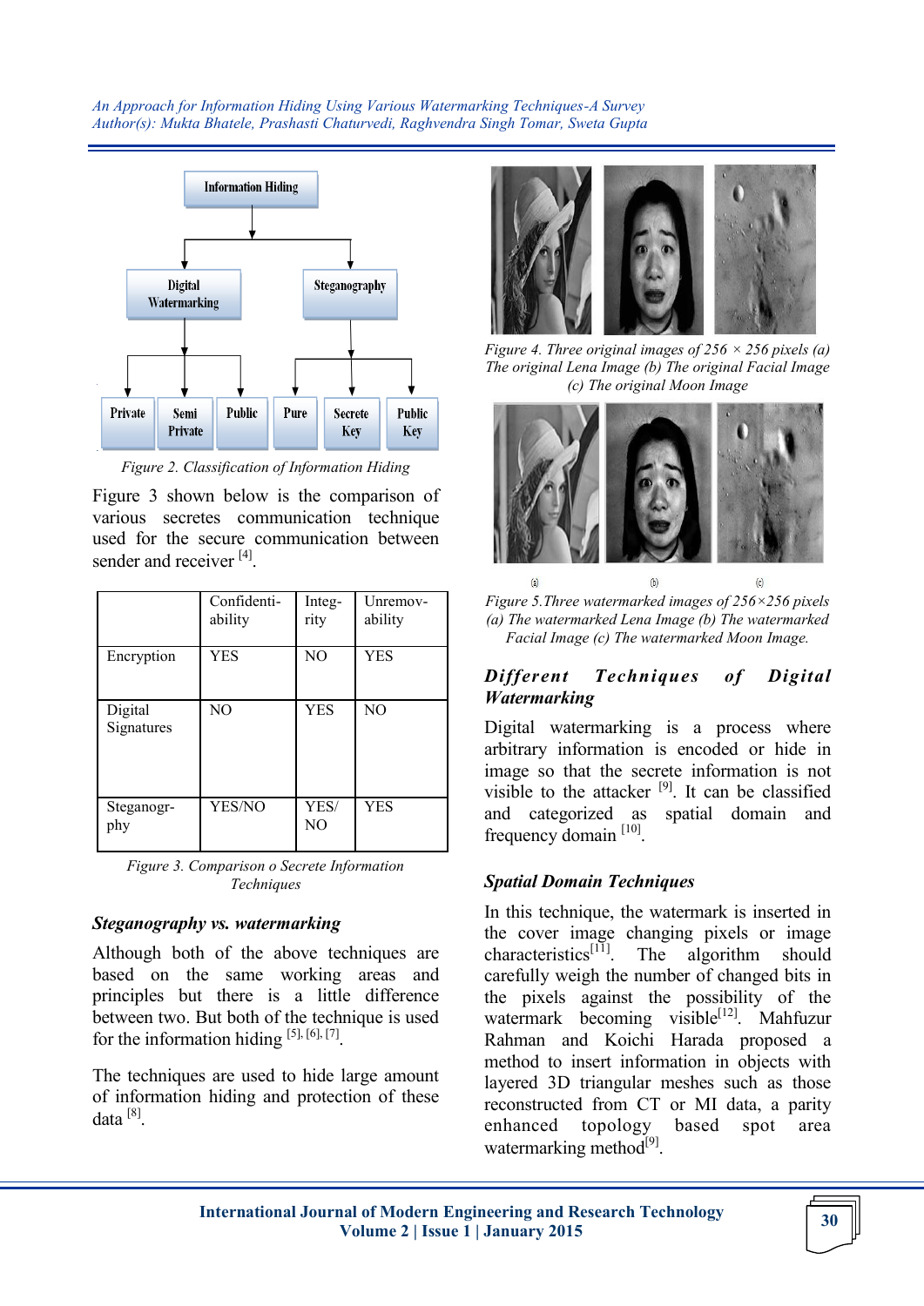Figure 2. Classification of Information Hiding

Figure 3 shown below is the comparison of various secretes communication technique used for the secure communication between sender and receiver [4].

| | Confidenti-ability | Integ-rity | Unremov-ability |
|---|---|---|---|
| Encryption | YES | NO | YES |
| Digital Signatures | NO | YES | NO |
| Steganogr-phy | YES/NO | YES/NO | YES |

Figure 3. Comparison o Secrete Information Techniques

### *Steganography vs. watermarking*

Although both of the above techniques are based on the same working areas and principles but there is a little difference between two. But both of the technique is used for the information hiding [5], [6], [7].

The techniques are used to hide large amount of information hiding and protection of these data [8].

Figure 4. Three original images of 256 × 256 pixels (a) The original Lena Image (b) The original Facial Image (c) The original Moon Image

(a) (b) (c)

Figure 5.Three watermarked images of 256×256 pixels (a) The watermarked Lena Image (b) The watermarked Facial Image (c) The watermarked Moon Image.

### *Different Techniques of Digital Watermarking*

Digital watermarking is a process where arbitrary information is encoded or hide in image so that the secrete information is not visible to the attacker [9]. It can be classified and categorized as spatial domain and frequency domain [10].

### *Spatial Domain Techniques*

In this technique, the watermark is inserted in the cover image changing pixels or image characteristics[11]. The algorithm should carefully weigh the number of changed bits in the pixels against the possibility of the watermark becoming visible[12]. Mahfuzur Rahman and Koichi Harada proposed a method to insert information in objects with layered 3D triangular meshes such as those reconstructed from CT or MI data, a parity enhanced topology based spot area watermarking method[9].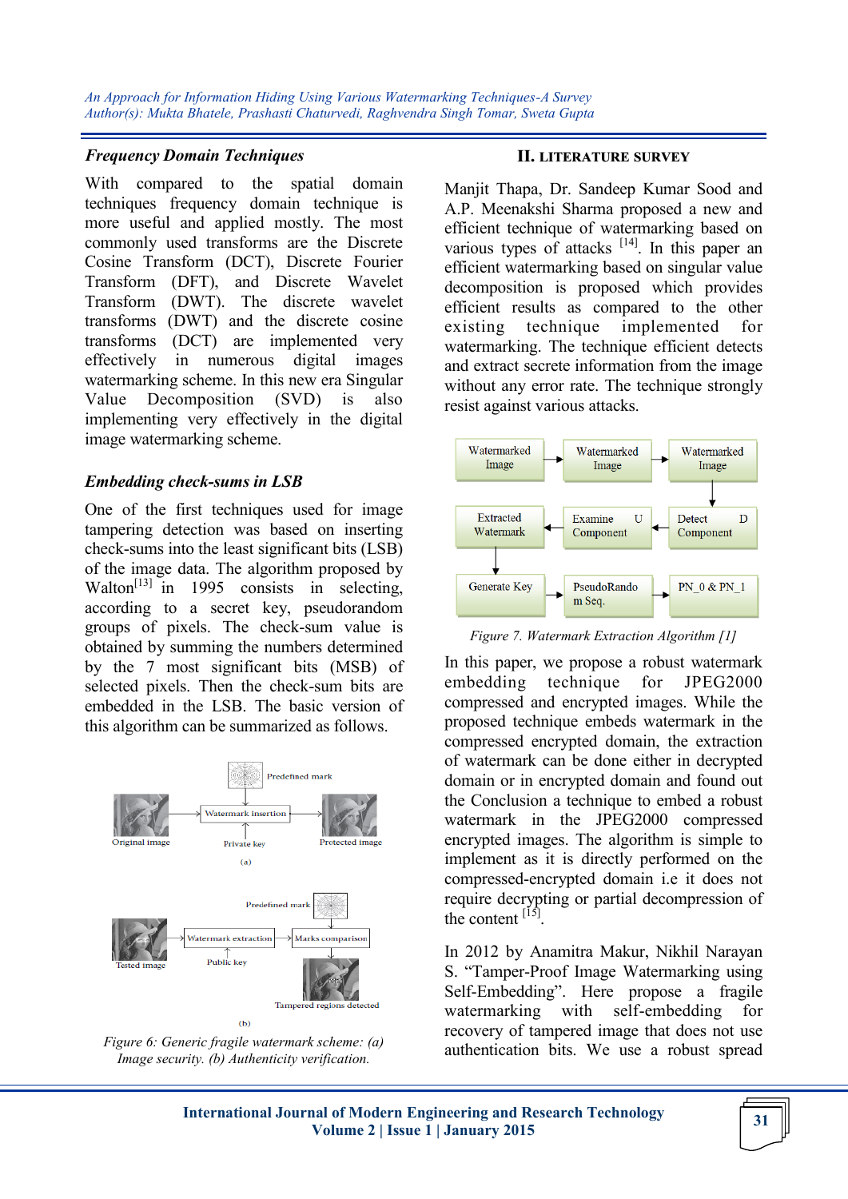### *Frequency Domain Techniques*

With compared to the spatial domain techniques frequency domain technique is more useful and applied mostly. The most commonly used transforms are the Discrete Cosine Transform (DCT), Discrete Fourier Transform (DFT), and Discrete Wavelet Transform (DWT). The discrete wavelet transforms (DWT) and the discrete cosine transforms (DCT) are implemented very effectively in numerous digital images watermarking scheme. In this new era Singular Value Decomposition (SVD) is also implementing very effectively in the digital image watermarking scheme.

### *Embedding check-sums in LSB*

One of the first techniques used for image tampering detection was based on inserting check-sums into the least significant bits (LSB) of the image data. The algorithm proposed by Walton[13] in 1995 consists in selecting, according to a secret key, pseudorandom groups of pixels. The check-sum value is obtained by summing the numbers determined by the 7 most significant bits (MSB) of selected pixels. Then the check-sum bits are embedded in the LSB. The basic version of this algorithm can be summarized as follows.

*Figure 6: Generic fragile watermark scheme: (a) Image security. (b) Authenticity verification.*

## II. LITERATURE SURVEY

Manjit Thapa, Dr. Sandeep Kumar Sood and A.P. Meenakshi Sharma proposed a new and efficient technique of watermarking based on various types of attacks [14]. In this paper an efficient watermarking based on singular value decomposition is proposed which provides efficient results as compared to the other existing technique implemented for watermarking. The technique efficient detects and extract secrete information from the image without any error rate. The technique strongly resist against various attacks.

*Figure 7. Watermark Extraction Algorithm [1]*

In this paper, we propose a robust watermark embedding technique for JPEG2000 compressed and encrypted images. While the proposed technique embeds watermark in the compressed encrypted domain, the extraction of watermark can be done either in decrypted domain or in encrypted domain and found out the Conclusion a technique to embed a robust watermark in the JPEG2000 compressed encrypted images. The algorithm is simple to implement as it is directly performed on the compressed-encrypted domain i.e it does not require decrypting or partial decompression of the content [15].

In 2012 by Anamitra Makur, Nikhil Narayan S. "Tamper-Proof Image Watermarking using Self-Embedding". Here propose a fragile watermarking with self-embedding for recovery of tampered image that does not use authentication bits. We use a robust spread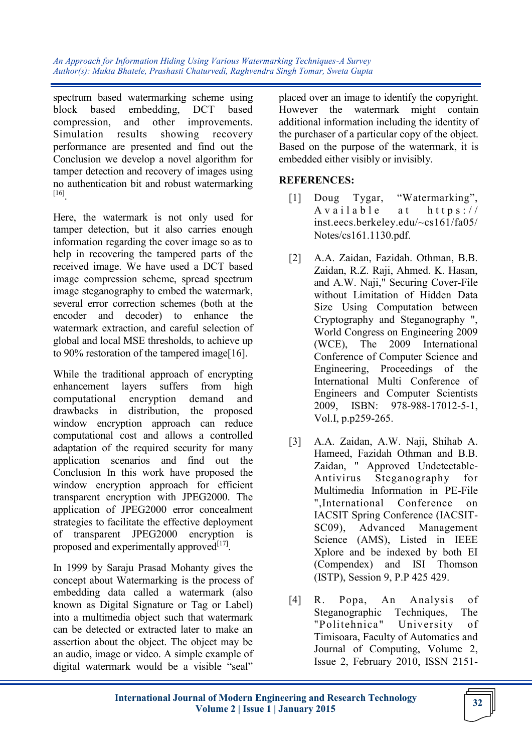spectrum based watermarking scheme using block based embedding, DCT based compression, and other improvements. Simulation results showing recovery performance are presented and find out the Conclusion we develop a novel algorithm for tamper detection and recovery of images using no authentication bit and robust watermarking [16].

Here, the watermark is not only used for tamper detection, but it also carries enough information regarding the cover image so as to help in recovering the tampered parts of the received image. We have used a DCT based image compression scheme, spread spectrum image steganography to embed the watermark, several error correction schemes (both at the encoder and decoder) to enhance the watermark extraction, and careful selection of global and local MSE thresholds, to achieve up to 90% restoration of the tampered image[16].

While the traditional approach of encrypting enhancement layers suffers from high computational encryption demand and drawbacks in distribution, the proposed window encryption approach can reduce computational cost and allows a controlled adaptation of the required security for many application scenarios and find out the Conclusion In this work have proposed the window encryption approach for efficient transparent encryption with JPEG2000. The application of JPEG2000 error concealment strategies to facilitate the effective deployment of transparent JPEG2000 encryption is proposed and experimentally approved[17].

In 1999 by Saraju Prasad Mohanty gives the concept about Watermarking is the process of embedding data called a watermark (also known as Digital Signature or Tag or Label) into a multimedia object such that watermark can be detected or extracted later to make an assertion about the object. The object may be an audio, image or video. A simple example of digital watermark would be a visible "seal" placed over an image to identify the copyright. However the watermark might contain additional information including the identity of the purchaser of a particular copy of the object. Based on the purpose of the watermark, it is embedded either visibly or invisibly.

## REFERENCES:

[1] Doug Tygar, "Watermarking", Available at https://inst.eecs.berkeley.edu/~cs161/fa05/Notes/cs161.1130.pdf.

[2] A.A. Zaidan, Fazidah. Othman, B.B. Zaidan, R.Z. Raji, Ahmed. K. Hasan, and A.W. Naji," Securing Cover-File without Limitation of Hidden Data Size Using Computation between Cryptography and Steganography ", World Congress on Engineering 2009 (WCE), The 2009 International Conference of Computer Science and Engineering, Proceedings of the International Multi Conference of Engineers and Computer Scientists 2009, ISBN: 978-988-17012-5-1, Vol.I, p.p259-265.

[3] A.A. Zaidan, A.W. Naji, Shihab A. Hameed, Fazidah Othman and B.B. Zaidan, " Approved Undetectable-Antivirus Steganography for Multimedia Information in PE-File ",International Conference on IACSIT Spring Conference (IACSIT-SC09), Advanced Management Science (AMS), Listed in IEEE Xplore and be indexed by both EI (Compendex) and ISI Thomson (ISTP), Session 9, P.P 425 429.

[4] R. Popa, An Analysis of Steganographic Techniques, The "Politehnica" University of Timisoara, Faculty of Automatics and Journal of Computing, Volume 2, Issue 2, February 2010, ISSN 2151-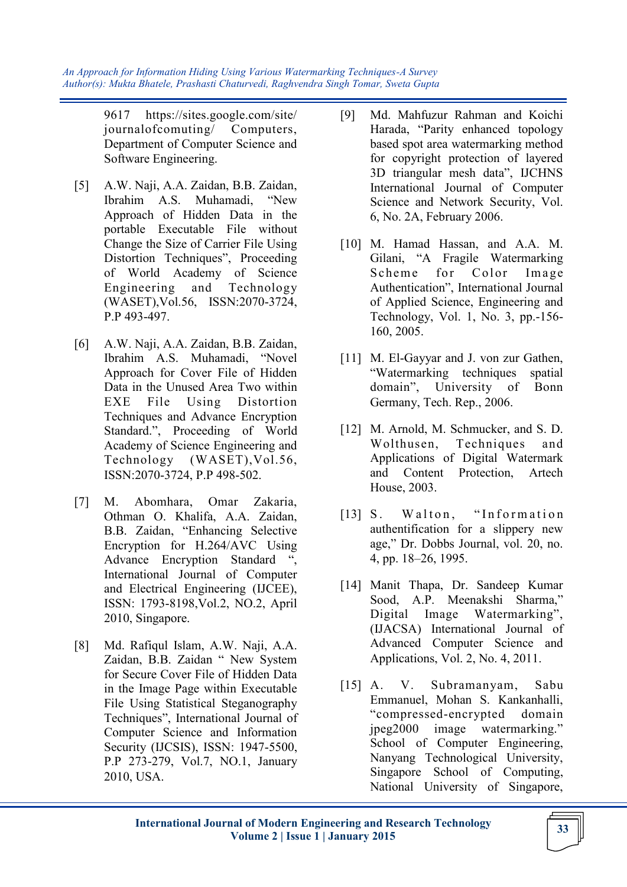9617 https://sites.google.com/site/journalofcomuting/ Computers, Department of Computer Science and Software Engineering.

[5] A.W. Naji, A.A. Zaidan, B.B. Zaidan, Ibrahim A.S. Muhamadi, "New Approach of Hidden Data in the portable Executable File without Change the Size of Carrier File Using Distortion Techniques", Proceeding of World Academy of Science Engineering and Technology (WASET),Vol.56, ISSN:2070-3724, P.P 493-497.

[6] A.W. Naji, A.A. Zaidan, B.B. Zaidan, Ibrahim A.S. Muhamadi, "Novel Approach for Cover File of Hidden Data in the Unused Area Two within EXE File Using Distortion Techniques and Advance Encryption Standard.", Proceeding of World Academy of Science Engineering and Technology (WASET),Vol.56, ISSN:2070-3724, P.P 498-502.

[7] M. Abomhara, Omar Zakaria, Othman O. Khalifa, A.A. Zaidan, B.B. Zaidan, "Enhancing Selective Encryption for H.264/AVC Using Advance Encryption Standard ", International Journal of Computer and Electrical Engineering (IJCEE), ISSN: 1793-8198,Vol.2, NO.2, April 2010, Singapore.

[8] Md. Rafiqul Islam, A.W. Naji, A.A. Zaidan, B.B. Zaidan " New System for Secure Cover File of Hidden Data in the Image Page within Executable File Using Statistical Steganography Techniques", International Journal of Computer Science and Information Security (IJCSIS), ISSN: 1947-5500, P.P 273-279, Vol.7, NO.1, January 2010, USA.

[9] Md. Mahfuzur Rahman and Koichi Harada, "Parity enhanced topology based spot area watermarking method for copyright protection of layered 3D triangular mesh data", IJCHNS International Journal of Computer Science and Network Security, Vol. 6, No. 2A, February 2006.

[10] M. Hamad Hassan, and A.A. M. Gilani, "A Fragile Watermarking Scheme for Color Image Authentication", International Journal of Applied Science, Engineering and Technology, Vol. 1, No. 3, pp.-156-160, 2005.

[11] M. El-Gayyar and J. von zur Gathen, "Watermarking techniques spatial domain", University of Bonn Germany, Tech. Rep., 2006.

[12] M. Arnold, M. Schmucker, and S. D. Wolthusen, Techniques and Applications of Digital Watermark and Content Protection, Artech House, 2003.

[13] S. Walton, "Information authentification for a slippery new age," Dr. Dobbs Journal, vol. 20, no. 4, pp. 18–26, 1995.

[14] Manit Thapa, Dr. Sandeep Kumar Sood, A.P. Meenakshi Sharma," Digital Image Watermarking", (IJACSA) International Journal of Advanced Computer Science and Applications, Vol. 2, No. 4, 2011.

[15] A. V. Subramanyam, Sabu Emmanuel, Mohan S. Kankanhalli, "compressed-encrypted domain jpeg2000 image watermarking." School of Computer Engineering, Nanyang Technological University, Singapore School of Computing, National University of Singapore,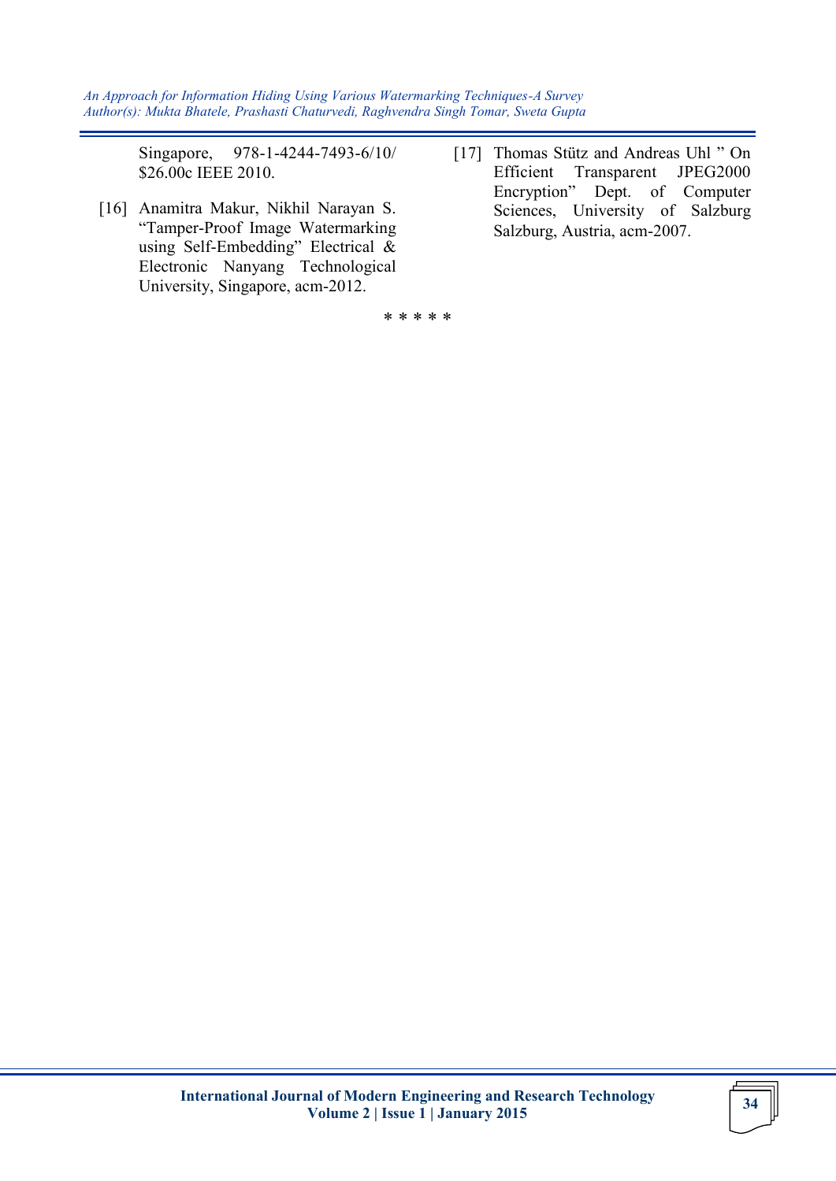Singapore, 978-1-4244-7493-6/10/ $26.00c IEEE 2010.

[16] Anamitra Makur, Nikhil Narayan S. "Tamper-Proof Image Watermarking using Self-Embedding" Electrical & Electronic Nanyang Technological University, Singapore, acm-2012.

[17] Thomas Stütz and Andreas Uhl " On Efficient Transparent JPEG2000 Encryption" Dept. of Computer Sciences, University of Salzburg Salzburg, Austria, acm-2007.

* * * * *